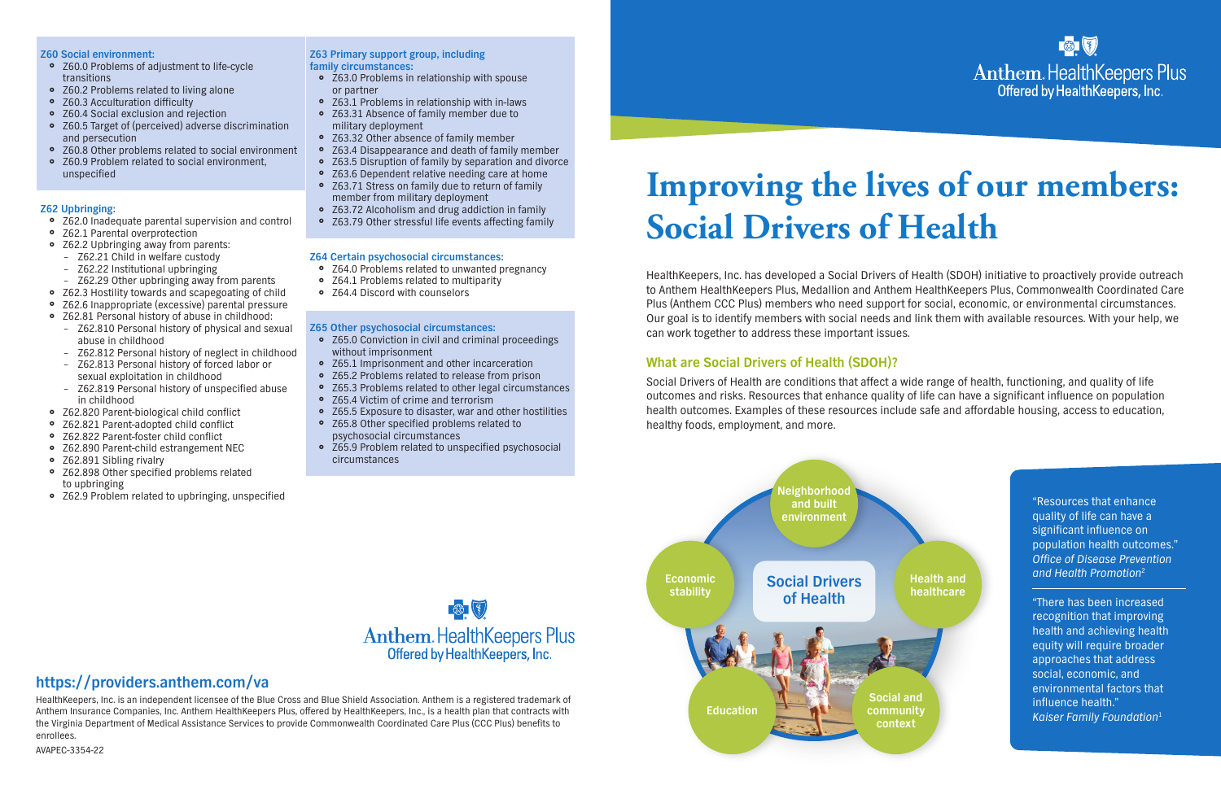**Z60 Social environment:**

- Z60.0 Problems of adjustment to life-cycle transitions
- Z60.2 Problems related to living alone
- Z60.3 Acculturation difficulty
- Z60.4 Social exclusion and rejection
- Z60.5 Target of (perceived) adverse discrimination and persecution
- Z60.8 Other problems related to social environment
- Z60.9 Problem related to social environment, unspecified

**Z62 Upbringing:**

- Z62.0 Inadequate parental supervision and control
- Z62.1 Parental overprotection
- Z62.2 Upbringing away from parents:
  - Z62.21 Child in welfare custody
  - Z62.22 Institutional upbringing
  - Z62.29 Other upbringing away from parents
- Z62.3 Hostility towards and scapegoating of child
- Z62.6 Inappropriate (excessive) parental pressure
- Z62.81 Personal history of abuse in childhood:
  - Z62.810 Personal history of physical and sexual abuse in childhood
  - Z62.812 Personal history of neglect in childhood
  - Z62.813 Personal history of forced labor or sexual exploitation in childhood
  - Z62.819 Personal history of unspecified abuse in childhood
- Z62.820 Parent-biological child conflict
- Z62.821 Parent-adopted child conflict
- Z62.822 Parent-foster child conflict
- Z62.890 Parent-child estrangement NEC
- Z62.891 Sibling rivalry
- Z62.898 Other specified problems related to upbringing
- Z62.9 Problem related to upbringing, unspecified

**Z63 Primary support group, including family circumstances:**

- Z63.0 Problems in relationship with spouse or partner
- Z63.1 Problems in relationship with in-laws
- Z63.31 Absence of family member due to military deployment
- Z63.32 Other absence of family member
- Z63.4 Disappearance and death of family member
- Z63.5 Disruption of family by separation and divorce
- Z63.6 Dependent relative needing care at home
- Z63.71 Stress on family due to return of family member from military deployment
- Z63.72 Alcoholism and drug addiction in family
- Z63.79 Other stressful life events affecting family

**Z64 Certain psychosocial circumstances:**

- Z64.0 Problems related to unwanted pregnancy
- Z64.1 Problems related to multiparity
- Z64.4 Discord with counselors

**Z65 Other psychosocial circumstances:**

- Z65.0 Conviction in civil and criminal proceedings without imprisonment
- Z65.1 Imprisonment and other incarceration
- Z65.2 Problems related to release from prison
- Z65.3 Problems related to other legal circumstances
- Z65.4 Victim of crime and terrorism
- Z65.5 Exposure to disaster, war and other hostilities
- Z65.8 Other specified problems related to psychosocial circumstances
- Z65.9 Problem related to unspecified psychosocial circumstances

Anthem. HealthKeepers Plus
Offered by HealthKeepers, Inc.

## https://providers.anthem.com/va

HealthKeepers, Inc. is an independent licensee of the Blue Cross and Blue Shield Association. Anthem is a registered trademark of Anthem Insurance Companies, Inc. Anthem HealthKeepers Plus, offered by HealthKeepers, Inc., is a health plan that contracts with the Virginia Department of Medical Assistance Services to provide Commonwealth Coordinated Care Plus (CCC Plus) benefits to enrollees.

AVAPEC-3354-22

Anthem. HealthKeepers Plus
Offered by HealthKeepers, Inc.

# Improving the lives of our members: Social Drivers of Health

HealthKeepers, Inc. has developed a Social Drivers of Health (SDOH) initiative to proactively provide outreach to Anthem HealthKeepers Plus, Medallion and Anthem HealthKeepers Plus, Commonwealth Coordinated Care Plus (Anthem CCC Plus) members who need support for social, economic, or environmental circumstances. Our goal is to identify members with social needs and link them with available resources. With your help, we can work together to address these important issues.

## What are Social Drivers of Health (SDOH)?

Social Drivers of Health are conditions that affect a wide range of health, functioning, and quality of life outcomes and risks. Resources that enhance quality of life can have a significant influence on population health outcomes. Examples of these resources include safe and affordable housing, access to education, healthy foods, employment, and more.

Social Drivers of Health: Neighborhood and built environment; Health and healthcare; Social and community context; Education; Economic stability

"Resources that enhance quality of life can have a significant influence on population health outcomes."
*Office of Disease Prevention and Health Promotion*[2]

"There has been increased recognition that improving health and achieving health equity will require broader approaches that address social, economic, and environmental factors that influence health."
*Kaiser Family Foundation*[1]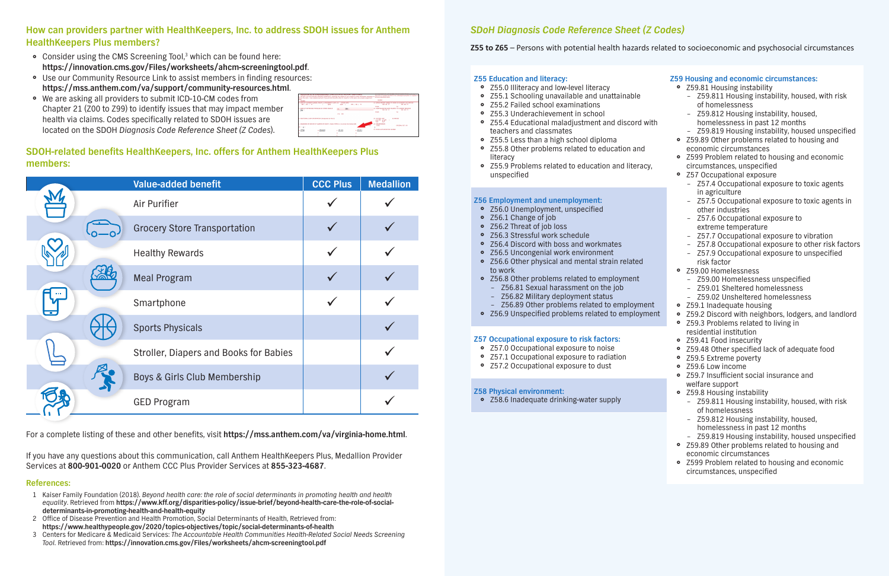## How can providers partner with HealthKeepers, Inc. to address SDOH issues for Anthem HealthKeepers Plus members?

- Consider using the CMS Screening Tool,[3] which can be found here: **https://innovation.cms.gov/Files/worksheets/ahcm-screeningtool.pdf**.
- Use our Community Resource Link to assist members in finding resources: **https://mss.anthem.com/va/support/community-resources.html**.
- We are asking all providers to submit ICD-10-CM codes from Chapter 21 (Z00 to Z99) to identify issues that may impact member health via claims. Codes specifically related to SDOH issues are located on the SDOH *Diagnosis Code Reference Sheet (Z Codes)*.

## SDOH-related benefits HealthKeepers, Inc. offers for Anthem HealthKeepers Plus members:

| Value-added benefit | CCC Plus | Medallion |
|---|---|---|
| Air Purifier | ✓ | ✓ |
| Grocery Store Transportation | ✓ | ✓ |
| Healthy Rewards | ✓ | ✓ |
| Meal Program | ✓ | ✓ |
| Smartphone | ✓ | ✓ |
| Sports Physicals | | ✓ |
| Stroller, Diapers and Books for Babies | | ✓ |
| Boys & Girls Club Membership | | ✓ |
| GED Program | | ✓ |

For a complete listing of these and other benefits, visit **https://mss.anthem.com/va/virginia-home.html**.

If you have any questions about this communication, call Anthem HealthKeepers Plus, Medallion Provider Services at **800-901-0020** or Anthem CCC Plus Provider Services at **855-323-4687**.

### References:

1. Kaiser Family Foundation (2018). *Beyond health care: the role of social determinants in promoting health and health equality.* Retrieved from **https://www.kff.org/disparities-policy/issue-brief/beyond-health-care-the-role-of-social-determinants-in-promoting-health-and-health-equity**
2. Office of Disease Prevention and Health Promotion, Social Determinants of Health, Retrieved from: **https://www.healthypeople.gov/2020/topics-objectives/topic/social-determinants-of-health**
3. Centers for Medicare & Medicaid Services: *The Accountable Health Communities Health-Related Social Needs Screening Tool.* Retrieved from: **https://innovation.cms.gov/Files/worksheets/ahcm-screeningtool.pdf**

## *SDoH Diagnosis Code Reference Sheet (Z Codes)*

**Z55 to Z65** – Persons with potential health hazards related to socioeconomic and psychosocial circumstances

### Z55 Education and literacy:

- Z55.0 Illiteracy and low-level literacy
- Z55.1 Schooling unavailable and unattainable
- Z55.2 Failed school examinations
- Z55.3 Underachievement in school
- Z55.4 Educational maladjustment and discord with teachers and classmates
- Z55.5 Less than a high school diploma
- Z55.8 Other problems related to education and literacy
- Z55.9 Problems related to education and literacy, unspecified

### Z56 Employment and unemployment:

- Z56.0 Unemployment, unspecified
- Z56.1 Change of job
- Z56.2 Threat of job loss
- Z56.3 Stressful work schedule
- Z56.4 Discord with boss and workmates
- Z56.5 Uncongenial work environment
- Z56.6 Other physical and mental strain related to work
- Z56.8 Other problems related to employment
  - Z56.81 Sexual harassment on the job
  - Z56.82 Military deployment status
  - Z56.89 Other problems related to employment
- Z56.9 Unspecified problems related to employment

### Z57 Occupational exposure to risk factors:

- Z57.0 Occupational exposure to noise
- Z57.1 Occupational exposure to radiation
- Z57.2 Occupational exposure to dust

### Z58 Physical environment:

- Z58.6 Inadequate drinking-water supply

### Z59 Housing and economic circumstances:

- Z59.81 Housing instability
  - Z59.811 Housing instability, housed, with risk of homelessness
  - Z59.812 Housing instability, housed, homelessness in past 12 months
  - Z59.819 Housing instability, housed unspecified
- Z59.89 Other problems related to housing and economic circumstances
- Z599 Problem related to housing and economic circumstances, unspecified
- Z57 Occupational exposure
  - Z57.4 Occupational exposure to toxic agents in agriculture
  - Z57.5 Occupational exposure to toxic agents in other industries
  - Z57.6 Occupational exposure to extreme temperature
  - Z57.7 Occupational exposure to vibration
  - Z57.8 Occupational exposure to other risk factors
  - Z57.9 Occupational exposure to unspecified risk factor
- Z59.00 Homelessness
  - Z59.00 Homelessness unspecified
  - Z59.01 Sheltered homelessness
  - Z59.02 Unsheltered homelessness
- Z59.1 Inadequate housing
- Z59.2 Discord with neighbors, lodgers, and landlord
- Z59.3 Problems related to living in residential institution
- Z59.41 Food insecurity
- Z59.48 Other specified lack of adequate food
- Z59.5 Extreme poverty
- Z59.6 Low income
- Z59.7 Insufficient social insurance and welfare support
- Z59.8 Housing instability
  - Z59.811 Housing instability, housed, with risk of homelessness
  - Z59.812 Housing instability, housed, homelessness in past 12 months
  - Z59.819 Housing instability, housed unspecified
- Z59.89 Other problems related to housing and economic circumstances
- Z599 Problem related to housing and economic circumstances, unspecified